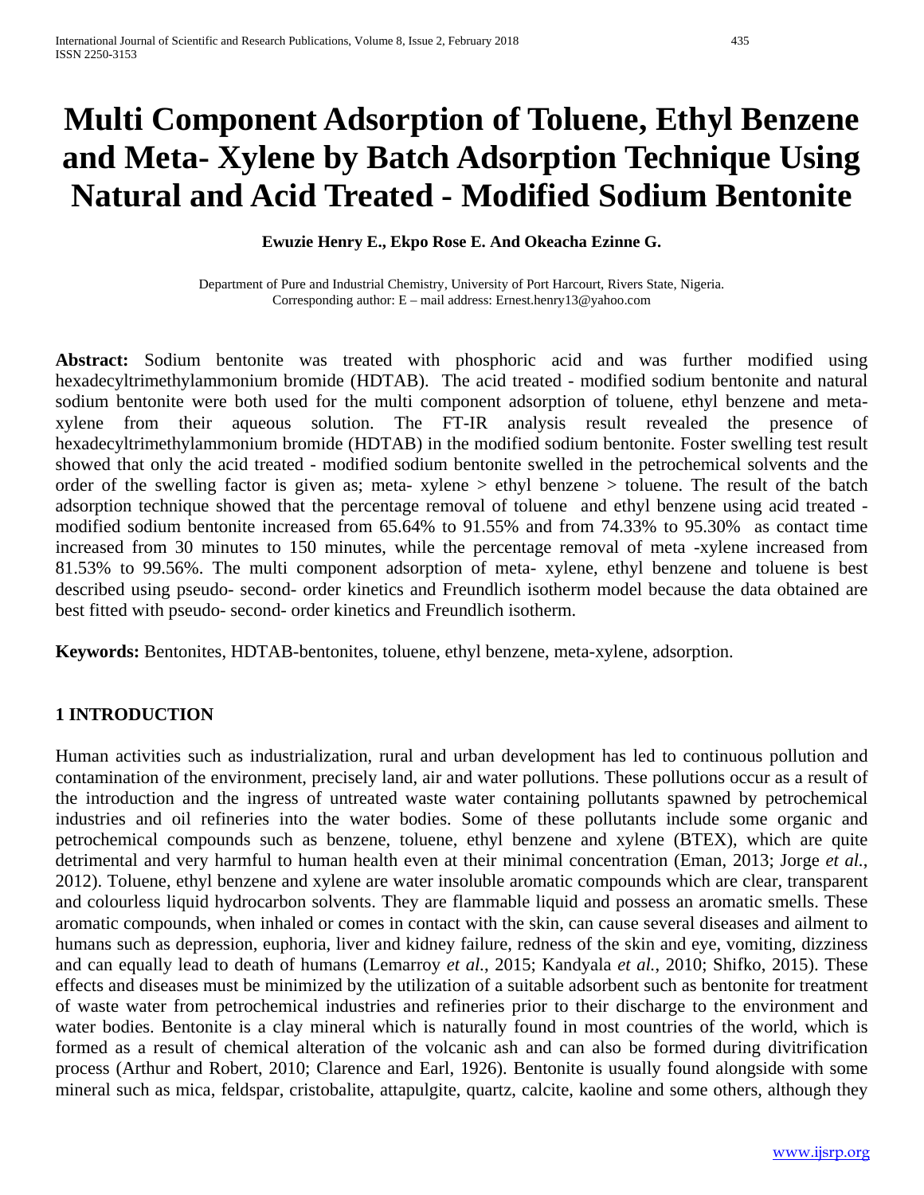# Multi Component Adsorption of Toluene, Ethyl Benzene and Meta- Xylene by Batch Adsorption Technique Using Natural and Acid Treated - Modified Sodium Bentonite

**Ewuzie Henry E., Ekpo Rose E. And Okeacha Ezinne G.**

Department of Pure and Industrial Chemistry, University of Port Harcourt, Rivers State, Nigeria.
Corresponding author: E – mail address: Ernest.henry13@yahoo.com

**Abstract:** Sodium bentonite was treated with phosphoric acid and was further modified using hexadecyltrimethylammonium bromide (HDTAB). The acid treated - modified sodium bentonite and natural sodium bentonite were both used for the multi component adsorption of toluene, ethyl benzene and meta-xylene from their aqueous solution. The FT-IR analysis result revealed the presence of hexadecyltrimethylammonium bromide (HDTAB) in the modified sodium bentonite. Foster swelling test result showed that only the acid treated - modified sodium bentonite swelled in the petrochemical solvents and the order of the swelling factor is given as; meta- xylene > ethyl benzene > toluene. The result of the batch adsorption technique showed that the percentage removal of toluene and ethyl benzene using acid treated - modified sodium bentonite increased from 65.64% to 91.55% and from 74.33% to 95.30% as contact time increased from 30 minutes to 150 minutes, while the percentage removal of meta -xylene increased from 81.53% to 99.56%. The multi component adsorption of meta- xylene, ethyl benzene and toluene is best described using pseudo- second- order kinetics and Freundlich isotherm model because the data obtained are best fitted with pseudo- second- order kinetics and Freundlich isotherm.

**Keywords:** Bentonites, HDTAB-bentonites, toluene, ethyl benzene, meta-xylene, adsorption.

## 1 INTRODUCTION

Human activities such as industrialization, rural and urban development has led to continuous pollution and contamination of the environment, precisely land, air and water pollutions. These pollutions occur as a result of the introduction and the ingress of untreated waste water containing pollutants spawned by petrochemical industries and oil refineries into the water bodies. Some of these pollutants include some organic and petrochemical compounds such as benzene, toluene, ethyl benzene and xylene (BTEX), which are quite detrimental and very harmful to human health even at their minimal concentration (Eman, 2013; Jorge *et al.*, 2012). Toluene, ethyl benzene and xylene are water insoluble aromatic compounds which are clear, transparent and colourless liquid hydrocarbon solvents. They are flammable liquid and possess an aromatic smells. These aromatic compounds, when inhaled or comes in contact with the skin, can cause several diseases and ailment to humans such as depression, euphoria, liver and kidney failure, redness of the skin and eye, vomiting, dizziness and can equally lead to death of humans (Lemarroy *et al.*, 2015; Kandyala *et al.*, 2010; Shifko, 2015). These effects and diseases must be minimized by the utilization of a suitable adsorbent such as bentonite for treatment of waste water from petrochemical industries and refineries prior to their discharge to the environment and water bodies. Bentonite is a clay mineral which is naturally found in most countries of the world, which is formed as a result of chemical alteration of the volcanic ash and can also be formed during divitrification process (Arthur and Robert, 2010; Clarence and Earl, 1926). Bentonite is usually found alongside with some mineral such as mica, feldspar, cristobalite, attapulgite, quartz, calcite, kaoline and some others, although they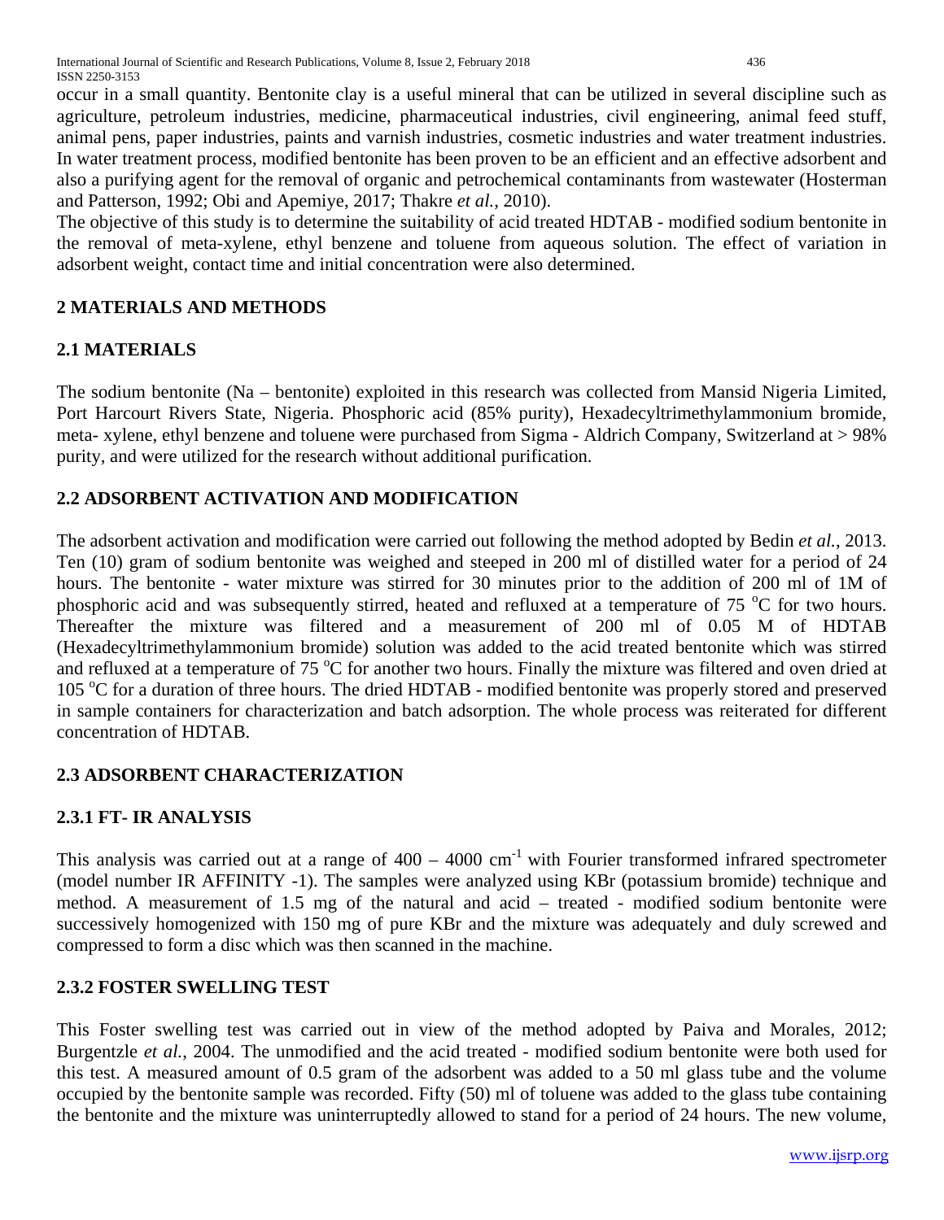occur in a small quantity. Bentonite clay is a useful mineral that can be utilized in several discipline such as agriculture, petroleum industries, medicine, pharmaceutical industries, civil engineering, animal feed stuff, animal pens, paper industries, paints and varnish industries, cosmetic industries and water treatment industries. In water treatment process, modified bentonite has been proven to be an efficient and an effective adsorbent and also a purifying agent for the removal of organic and petrochemical contaminants from wastewater (Hosterman and Patterson, 1992; Obi and Apemiye, 2017; Thakre *et al.*, 2010).

The objective of this study is to determine the suitability of acid treated HDTAB - modified sodium bentonite in the removal of meta-xylene, ethyl benzene and toluene from aqueous solution. The effect of variation in adsorbent weight, contact time and initial concentration were also determined.

## 2 MATERIALS AND METHODS

### 2.1 MATERIALS

The sodium bentonite (Na – bentonite) exploited in this research was collected from Mansid Nigeria Limited, Port Harcourt Rivers State, Nigeria. Phosphoric acid (85% purity), Hexadecyltrimethylammonium bromide, meta- xylene, ethyl benzene and toluene were purchased from Sigma - Aldrich Company, Switzerland at > 98% purity, and were utilized for the research without additional purification.

### 2.2 ADSORBENT ACTIVATION AND MODIFICATION

The adsorbent activation and modification were carried out following the method adopted by Bedin *et al.*, 2013. Ten (10) gram of sodium bentonite was weighed and steeped in 200 ml of distilled water for a period of 24 hours. The bentonite - water mixture was stirred for 30 minutes prior to the addition of 200 ml of 1M of phosphoric acid and was subsequently stirred, heated and refluxed at a temperature of 75 $^{o}$C for two hours. Thereafter the mixture was filtered and a measurement of 200 ml of 0.05 M of HDTAB (Hexadecyltrimethylammonium bromide) solution was added to the acid treated bentonite which was stirred and refluxed at a temperature of 75 $^{o}$C for another two hours. Finally the mixture was filtered and oven dried at 105 $^{o}$C for a duration of three hours. The dried HDTAB - modified bentonite was properly stored and preserved in sample containers for characterization and batch adsorption. The whole process was reiterated for different concentration of HDTAB.

### 2.3 ADSORBENT CHARACTERIZATION

#### 2.3.1 FT- IR ANALYSIS

This analysis was carried out at a range of 400 – 4000 cm$^{-1}$ with Fourier transformed infrared spectrometer (model number IR AFFINITY -1). The samples were analyzed using KBr (potassium bromide) technique and method. A measurement of 1.5 mg of the natural and acid – treated - modified sodium bentonite were successively homogenized with 150 mg of pure KBr and the mixture was adequately and duly screwed and compressed to form a disc which was then scanned in the machine.

#### 2.3.2 FOSTER SWELLING TEST

This Foster swelling test was carried out in view of the method adopted by Paiva and Morales, 2012; Burgentzle *et al.*, 2004. The unmodified and the acid treated - modified sodium bentonite were both used for this test. A measured amount of 0.5 gram of the adsorbent was added to a 50 ml glass tube and the volume occupied by the bentonite sample was recorded. Fifty (50) ml of toluene was added to the glass tube containing the bentonite and the mixture was uninterruptedly allowed to stand for a period of 24 hours. The new volume,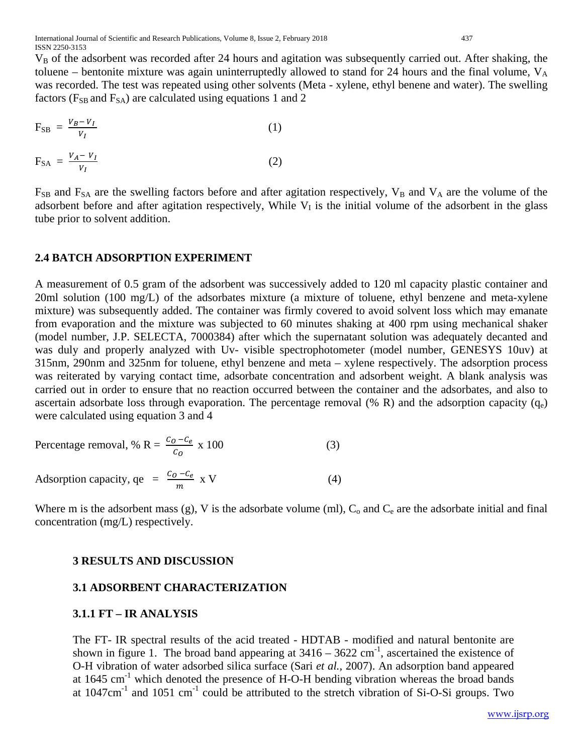$V_B$ of the adsorbent was recorded after 24 hours and agitation was subsequently carried out. After shaking, the toluene – bentonite mixture was again uninterruptedly allowed to stand for 24 hours and the final volume, $V_A$ was recorded. The test was repeated using other solvents (Meta - xylene, ethyl benene and water). The swelling factors ($F_{SB}$ and $F_{SA}$) are calculated using equations 1 and 2

$$F_{SB} = \frac{V_B - V_I}{V_I} \quad (1)$$

$$F_{SA} = \frac{V_A - V_I}{V_I} \quad (2)$$

$F_{SB}$ and $F_{SA}$ are the swelling factors before and after agitation respectively, $V_B$ and $V_A$ are the volume of the adsorbent before and after agitation respectively, While $V_I$ is the initial volume of the adsorbent in the glass tube prior to solvent addition.

### 2.4 BATCH ADSORPTION EXPERIMENT

A measurement of 0.5 gram of the adsorbent was successively added to 120 ml capacity plastic container and 20ml solution (100 mg/L) of the adsorbates mixture (a mixture of toluene, ethyl benzene and meta-xylene mixture) was subsequently added. The container was firmly covered to avoid solvent loss which may emanate from evaporation and the mixture was subjected to 60 minutes shaking at 400 rpm using mechanical shaker (model number, J.P. SELECTA, 7000384) after which the supernatant solution was adequately decanted and was duly and properly analyzed with Uv- visible spectrophotometer (model number, GENESYS 10uv) at 315nm, 290nm and 325nm for toluene, ethyl benzene and meta – xylene respectively. The adsorption process was reiterated by varying contact time, adsorbate concentration and adsorbent weight. A blank analysis was carried out in order to ensure that no reaction occurred between the container and the adsorbates, and also to ascertain adsorbate loss through evaporation. The percentage removal (% R) and the adsorption capacity ($q_e$) were calculated using equation 3 and 4

$$\text{Percentage removal, } \% R = \frac{C_O - C_e}{C_O} \times 100 \quad (3)$$

$$\text{Adsorption capacity, } qe = \frac{C_O - C_e}{m} \times V \quad (4)$$

Where m is the adsorbent mass (g), V is the adsorbate volume (ml), $C_o$ and $C_e$ are the adsorbate initial and final concentration (mg/L) respectively.

## 3 RESULTS AND DISCUSSION

### 3.1 ADSORBENT CHARACTERIZATION

#### 3.1.1 FT – IR ANALYSIS

The FT- IR spectral results of the acid treated - HDTAB - modified and natural bentonite are shown in figure 1. The broad band appearing at 3416 – 3622 $cm^{-1}$, ascertained the existence of O-H vibration of water adsorbed silica surface (Sari *et al.*, 2007). An adsorption band appeared at 1645 $cm^{-1}$ which denoted the presence of H-O-H bending vibration whereas the broad bands at 1047$cm^{-1}$ and 1051 $cm^{-1}$ could be attributed to the stretch vibration of Si-O-Si groups. Two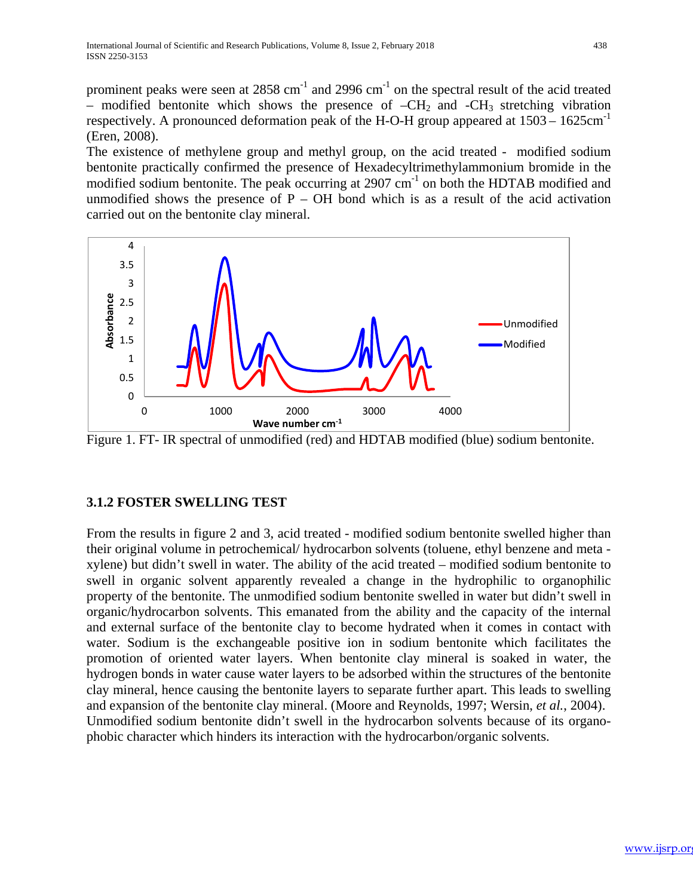prominent peaks were seen at 2858 $cm^{-1}$ and 2996 $cm^{-1}$ on the spectral result of the acid treated – modified bentonite which shows the presence of $–CH_2$ and $-CH_3$ stretching vibration respectively. A pronounced deformation peak of the H-O-H group appeared at 1503 – 1625$cm^{-1}$ (Eren, 2008).

The existence of methylene group and methyl group, on the acid treated - modified sodium bentonite practically confirmed the presence of Hexadecyltrimethylammonium bromide in the modified sodium bentonite. The peak occurring at 2907 $cm^{-1}$ on both the HDTAB modified and unmodified shows the presence of P – OH bond which is as a result of the acid activation carried out on the bentonite clay mineral.

Figure 1. FT- IR spectral of unmodified (red) and HDTAB modified (blue) sodium bentonite.

### 3.1.2 FOSTER SWELLING TEST

From the results in figure 2 and 3, acid treated - modified sodium bentonite swelled higher than their original volume in petrochemical/ hydrocarbon solvents (toluene, ethyl benzene and meta - xylene) but didn't swell in water. The ability of the acid treated – modified sodium bentonite to swell in organic solvent apparently revealed a change in the hydrophilic to organophilic property of the bentonite. The unmodified sodium bentonite swelled in water but didn't swell in organic/hydrocarbon solvents. This emanated from the ability and the capacity of the internal and external surface of the bentonite clay to become hydrated when it comes in contact with water. Sodium is the exchangeable positive ion in sodium bentonite which facilitates the promotion of oriented water layers. When bentonite clay mineral is soaked in water, the hydrogen bonds in water cause water layers to be adsorbed within the structures of the bentonite clay mineral, hence causing the bentonite layers to separate further apart. This leads to swelling and expansion of the bentonite clay mineral. (Moore and Reynolds, 1997; Wersin, *et al.*, 2004). Unmodified sodium bentonite didn't swell in the hydrocarbon solvents because of its organo-phobic character which hinders its interaction with the hydrocarbon/organic solvents.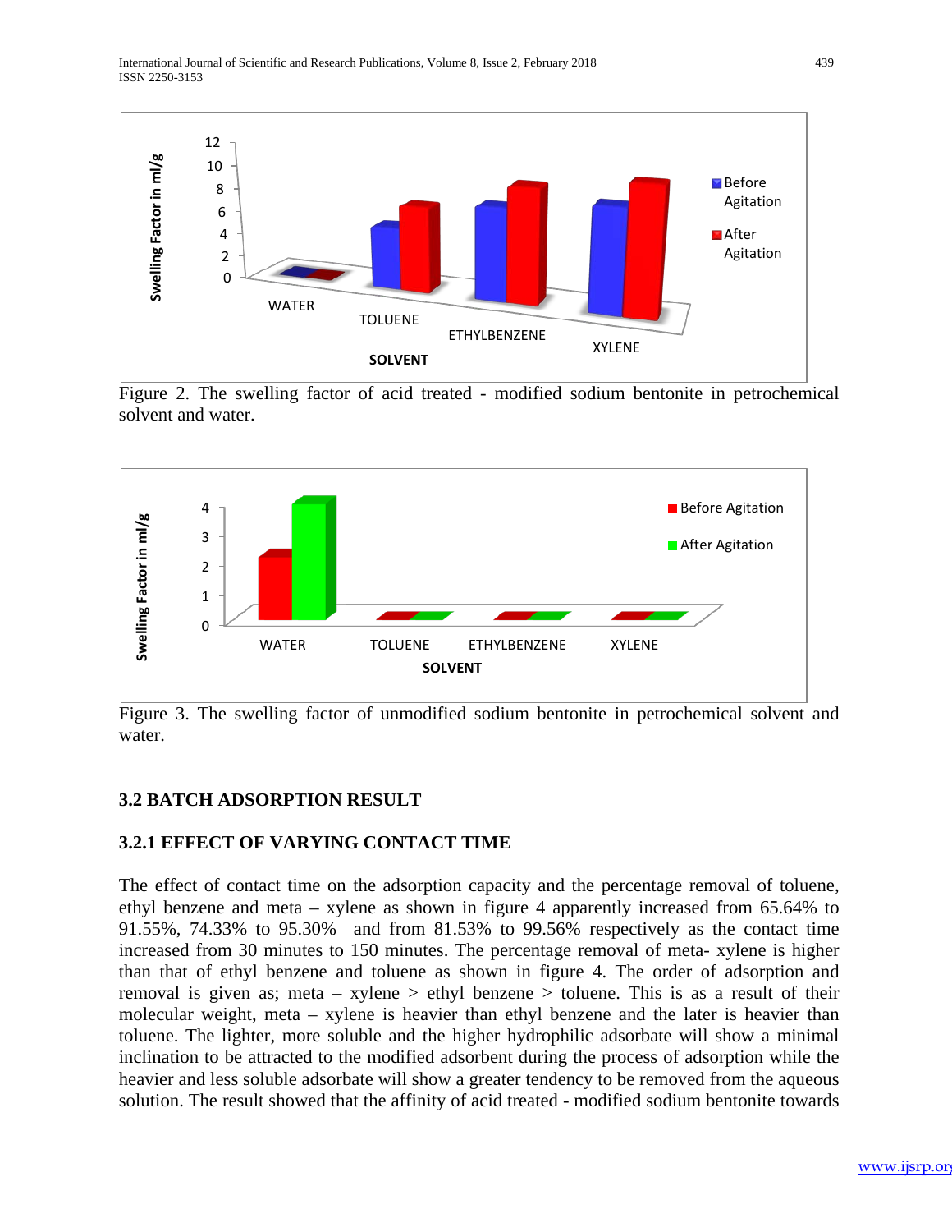Figure 2. The swelling factor of acid treated - modified sodium bentonite in petrochemical solvent and water.

Figure 3. The swelling factor of unmodified sodium bentonite in petrochemical solvent and water.

## 3.2 BATCH ADSORPTION RESULT

### 3.2.1 EFFECT OF VARYING CONTACT TIME

The effect of contact time on the adsorption capacity and the percentage removal of toluene, ethyl benzene and meta – xylene as shown in figure 4 apparently increased from 65.64% to 91.55%, 74.33% to 95.30% and from 81.53% to 99.56% respectively as the contact time increased from 30 minutes to 150 minutes. The percentage removal of meta- xylene is higher than that of ethyl benzene and toluene as shown in figure 4. The order of adsorption and removal is given as; meta – xylene > ethyl benzene > toluene. This is as a result of their molecular weight, meta – xylene is heavier than ethyl benzene and the later is heavier than toluene. The lighter, more soluble and the higher hydrophilic adsorbate will show a minimal inclination to be attracted to the modified adsorbent during the process of adsorption while the heavier and less soluble adsorbate will show a greater tendency to be removed from the aqueous solution. The result showed that the affinity of acid treated - modified sodium bentonite towards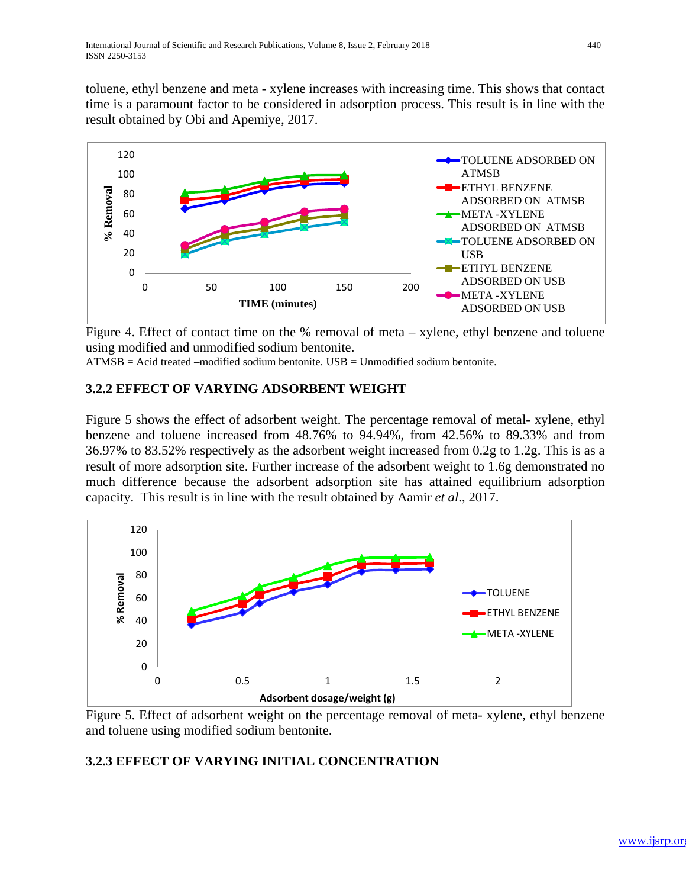toluene, ethyl benzene and meta - xylene increases with increasing time. This shows that contact time is a paramount factor to be considered in adsorption process. This result is in line with the result obtained by Obi and Apemiye, 2017.

Figure 4. Effect of contact time on the % removal of meta – xylene, ethyl benzene and toluene using modified and unmodified sodium bentonite.

ATMSB = Acid treated –modified sodium bentonite. USB = Unmodified sodium bentonite.

### 3.2.2 EFFECT OF VARYING ADSORBENT WEIGHT

Figure 5 shows the effect of adsorbent weight. The percentage removal of metal- xylene, ethyl benzene and toluene increased from 48.76% to 94.94%, from 42.56% to 89.33% and from 36.97% to 83.52% respectively as the adsorbent weight increased from 0.2g to 1.2g. This is as a result of more adsorption site. Further increase of the adsorbent weight to 1.6g demonstrated no much difference because the adsorbent adsorption site has attained equilibrium adsorption capacity. This result is in line with the result obtained by Aamir *et al*., 2017.

Figure 5. Effect of adsorbent weight on the percentage removal of meta- xylene, ethyl benzene and toluene using modified sodium bentonite.

### 3.2.3 EFFECT OF VARYING INITIAL CONCENTRATION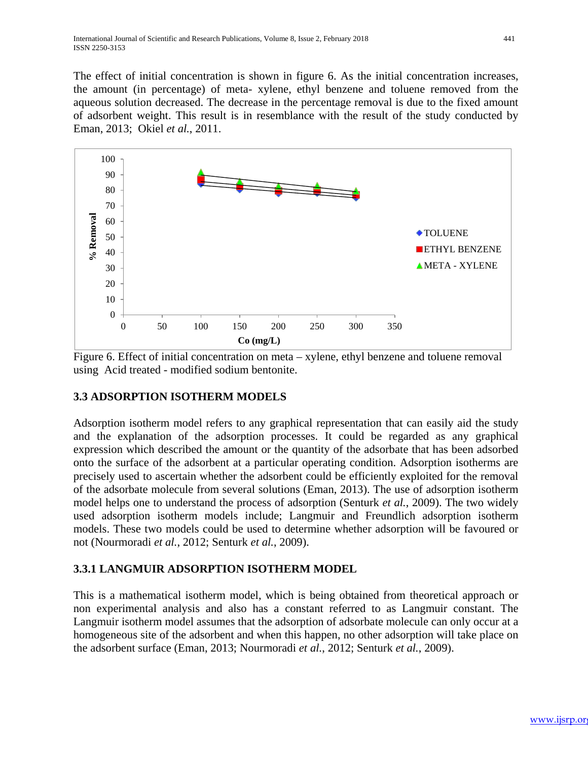The effect of initial concentration is shown in figure 6. As the initial concentration increases, the amount (in percentage) of meta- xylene, ethyl benzene and toluene removed from the aqueous solution decreased. The decrease in the percentage removal is due to the fixed amount of adsorbent weight. This result is in resemblance with the result of the study conducted by Eman, 2013; Okiel *et al.*, 2011.

Figure 6. Effect of initial concentration on meta – xylene, ethyl benzene and toluene removal using Acid treated - modified sodium bentonite.

### 3.3 ADSORPTION ISOTHERM MODELS

Adsorption isotherm model refers to any graphical representation that can easily aid the study and the explanation of the adsorption processes. It could be regarded as any graphical expression which described the amount or the quantity of the adsorbate that has been adsorbed onto the surface of the adsorbent at a particular operating condition. Adsorption isotherms are precisely used to ascertain whether the adsorbent could be efficiently exploited for the removal of the adsorbate molecule from several solutions (Eman, 2013). The use of adsorption isotherm model helps one to understand the process of adsorption (Senturk *et al.*, 2009). The two widely used adsorption isotherm models include; Langmuir and Freundlich adsorption isotherm models. These two models could be used to determine whether adsorption will be favoured or not (Nourmoradi *et al.*, 2012; Senturk *et al.*, 2009).

### 3.3.1 LANGMUIR ADSORPTION ISOTHERM MODEL

This is a mathematical isotherm model, which is being obtained from theoretical approach or non experimental analysis and also has a constant referred to as Langmuir constant. The Langmuir isotherm model assumes that the adsorption of adsorbate molecule can only occur at a homogeneous site of the adsorbent and when this happen, no other adsorption will take place on the adsorbent surface (Eman, 2013; Nourmoradi *et al.*, 2012; Senturk *et al.*, 2009).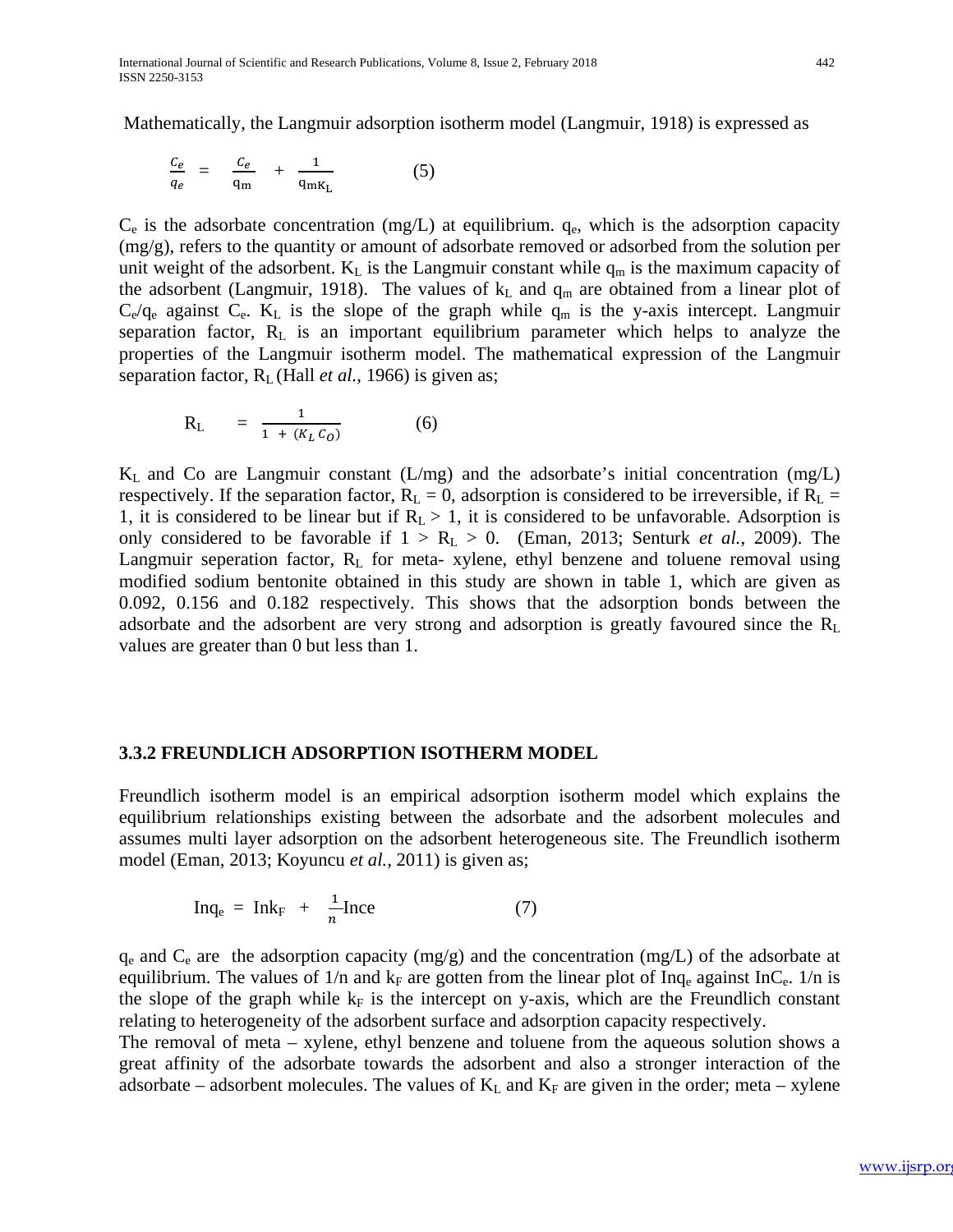Mathematically, the Langmuir adsorption isotherm model (Langmuir, 1918) is expressed as

$$\frac{C_e}{q_e} = \frac{C_e}{q_m} + \frac{1}{q_m K_L} \qquad (5)$$

$C_e$ is the adsorbate concentration (mg/L) at equilibrium. $q_e$, which is the adsorption capacity (mg/g), refers to the quantity or amount of adsorbate removed or adsorbed from the solution per unit weight of the adsorbent. $K_L$ is the Langmuir constant while $q_m$ is the maximum capacity of the adsorbent (Langmuir, 1918). The values of $k_L$ and $q_m$ are obtained from a linear plot of $C_e/q_e$ against $C_e$. $K_L$ is the slope of the graph while $q_m$ is the y-axis intercept. Langmuir separation factor, $R_L$ is an important equilibrium parameter which helps to analyze the properties of the Langmuir isotherm model. The mathematical expression of the Langmuir separation factor, $R_L$ (Hall *et al.*, 1966) is given as;

$$R_L = \frac{1}{1 + (K_L C_O)} \qquad (6)$$

$K_L$ and Co are Langmuir constant (L/mg) and the adsorbate's initial concentration (mg/L) respectively. If the separation factor, $R_L = 0$, adsorption is considered to be irreversible, if $R_L = 1$, it is considered to be linear but if $R_L > 1$, it is considered to be unfavorable. Adsorption is only considered to be favorable if $1 > R_L > 0$. (Eman, 2013; Senturk *et al.*, 2009). The Langmuir seperation factor, $R_L$ for meta- xylene, ethyl benzene and toluene removal using modified sodium bentonite obtained in this study are shown in table 1, which are given as 0.092, 0.156 and 0.182 respectively. This shows that the adsorption bonds between the adsorbate and the adsorbent are very strong and adsorption is greatly favoured since the $R_L$ values are greater than 0 but less than 1.

### 3.3.2 FREUNDLICH ADSORPTION ISOTHERM MODEL

Freundlich isotherm model is an empirical adsorption isotherm model which explains the equilibrium relationships existing between the adsorbate and the adsorbent molecules and assumes multi layer adsorption on the adsorbent heterogeneous site. The Freundlich isotherm model (Eman, 2013; Koyuncu *et al.*, 2011) is given as;

$$\text{In}q_e = \text{In}k_F + \frac{1}{n}\text{In}C_e \qquad (7)$$

$q_e$ and $C_e$ are the adsorption capacity (mg/g) and the concentration (mg/L) of the adsorbate at equilibrium. The values of 1/n and $k_F$ are gotten from the linear plot of $\text{In}q_e$ against $\text{In}C_e$. 1/n is the slope of the graph while $k_F$ is the intercept on y-axis, which are the Freundlich constant relating to heterogeneity of the adsorbent surface and adsorption capacity respectively.

The removal of meta – xylene, ethyl benzene and toluene from the aqueous solution shows a great affinity of the adsorbate towards the adsorbent and also a stronger interaction of the adsorbate – adsorbent molecules. The values of $K_L$ and $K_F$ are given in the order; meta – xylene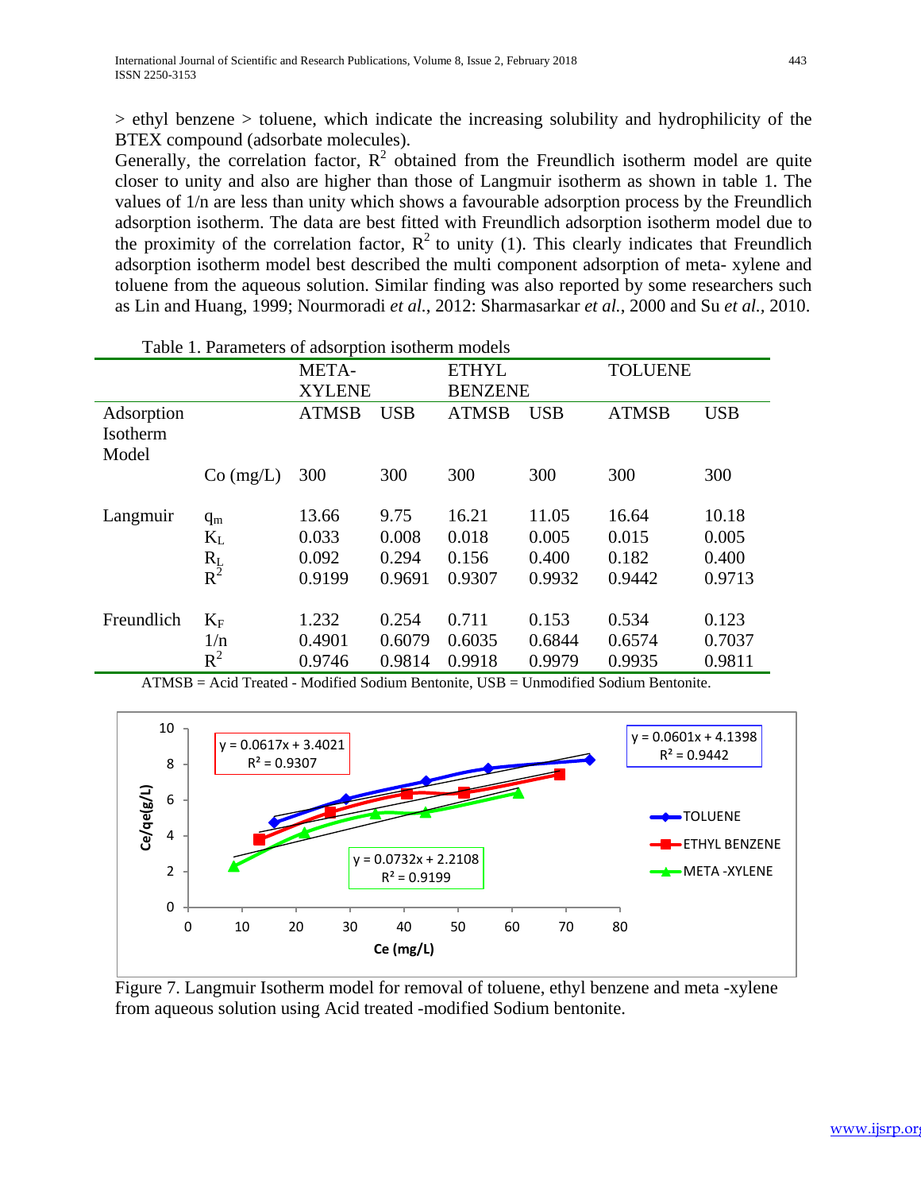> ethyl benzene > toluene, which indicate the increasing solubility and hydrophilicity of the BTEX compound (adsorbate molecules).

Generally, the correlation factor, $R^2$ obtained from the Freundlich isotherm model are quite closer to unity and also are higher than those of Langmuir isotherm as shown in table 1. The values of 1/n are less than unity which shows a favourable adsorption process by the Freundlich adsorption isotherm. The data are best fitted with Freundlich adsorption isotherm model due to the proximity of the correlation factor, $R^2$ to unity (1). This clearly indicates that Freundlich adsorption isotherm model best described the multi component adsorption of meta- xylene and toluene from the aqueous solution. Similar finding was also reported by some researchers such as Lin and Huang, 1999; Nourmoradi *et al.*, 2012: Sharmasarkar *et al.*, 2000 and Su *et al.*, 2010.

Table 1. Parameters of adsorption isotherm models

| | | META-XYLENE | | ETHYL BENZENE | | TOLUENE | |
|---|---|---|---|---|---|---|---|
| Adsorption Isotherm Model | | ATMSB | USB | ATMSB | USB | ATMSB | USB |
| | Co (mg/L) | 300 | 300 | 300 | 300 | 300 | 300 |
| Langmuir | $q_m$ | 13.66 | 9.75 | 16.21 | 11.05 | 16.64 | 10.18 |
| | $K_L$ | 0.033 | 0.008 | 0.018 | 0.005 | 0.015 | 0.005 |
| | $R_L$ | 0.092 | 0.294 | 0.156 | 0.400 | 0.182 | 0.400 |
| | $R^2$ | 0.9199 | 0.9691 | 0.9307 | 0.9932 | 0.9442 | 0.9713 |
| Freundlich | $K_F$ | 1.232 | 0.254 | 0.711 | 0.153 | 0.534 | 0.123 |
| | 1/n | 0.4901 | 0.6079 | 0.6035 | 0.6844 | 0.6574 | 0.7037 |
| | $R^2$ | 0.9746 | 0.9814 | 0.9918 | 0.9979 | 0.9935 | 0.9811 |

ATMSB = Acid Treated - Modified Sodium Bentonite, USB = Unmodified Sodium Bentonite.

Figure 7. Langmuir Isotherm model for removal of toluene, ethyl benzene and meta -xylene from aqueous solution using Acid treated -modified Sodium bentonite.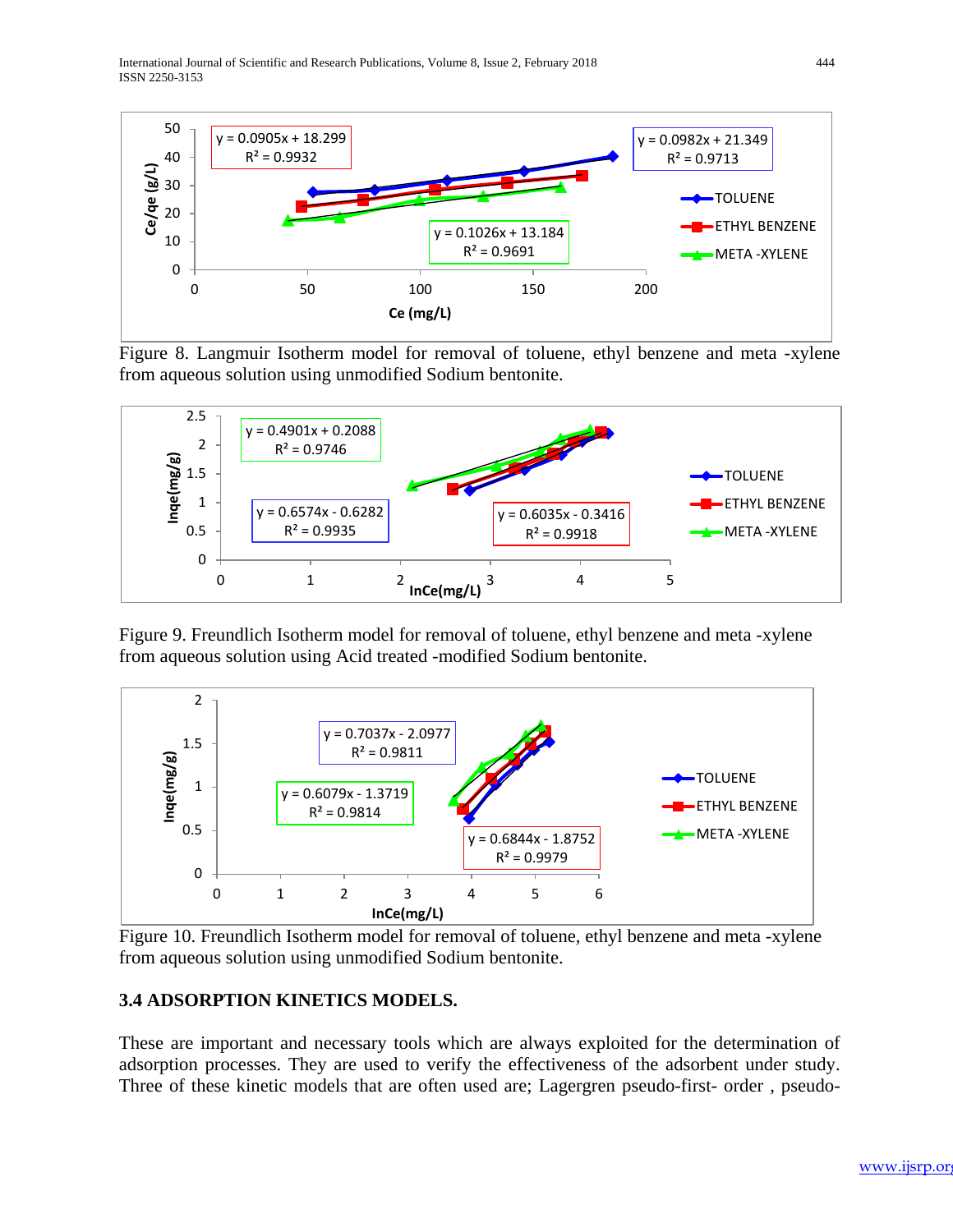Figure 8. Langmuir Isotherm model for removal of toluene, ethyl benzene and meta -xylene from aqueous solution using unmodified Sodium bentonite.

Figure 9. Freundlich Isotherm model for removal of toluene, ethyl benzene and meta -xylene from aqueous solution using Acid treated -modified Sodium bentonite.

Figure 10. Freundlich Isotherm model for removal of toluene, ethyl benzene and meta -xylene from aqueous solution using unmodified Sodium bentonite.

### 3.4 ADSORPTION KINETICS MODELS.

These are important and necessary tools which are always exploited for the determination of adsorption processes. They are used to verify the effectiveness of the adsorbent under study. Three of these kinetic models that are often used are; Lagergren pseudo-first- order , pseudo-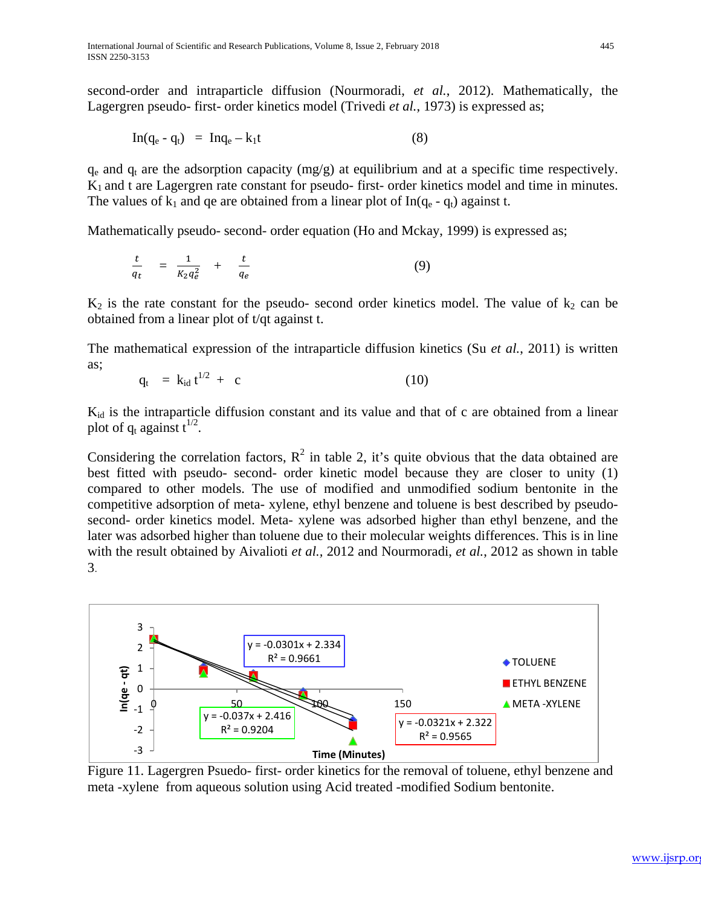second-order and intraparticle diffusion (Nourmoradi, *et al.*, 2012). Mathematically, the Lagergren pseudo- first- order kinetics model (Trivedi *et al.*, 1973) is expressed as;

$$\text{In}(q_e - q_t) = \text{In}q_e - k_1 t \qquad (8)$$

$q_e$ and $q_t$ are the adsorption capacity (mg/g) at equilibrium and at a specific time respectively. $K_1$ and t are Lagergren rate constant for pseudo- first- order kinetics model and time in minutes. The values of $k_1$ and qe are obtained from a linear plot of $\text{In}(q_e - q_t)$ against t.

Mathematically pseudo- second- order equation (Ho and Mckay, 1999) is expressed as;

$$\frac{t}{q_t} = \frac{1}{K_2 q_e^2} + \frac{t}{q_e} \qquad (9)$$

$K_2$ is the rate constant for the pseudo- second order kinetics model. The value of $k_2$ can be obtained from a linear plot of t/qt against t.

The mathematical expression of the intraparticle diffusion kinetics (Su *et al.*, 2011) is written as;

$$q_t = k_{id} t^{1/2} + c \qquad (10)$$

$K_{id}$ is the intraparticle diffusion constant and its value and that of c are obtained from a linear plot of $q_t$ against $t^{1/2}$.

Considering the correlation factors, $R^2$ in table 2, it's quite obvious that the data obtained are best fitted with pseudo- second- order kinetic model because they are closer to unity (1) compared to other models. The use of modified and unmodified sodium bentonite in the competitive adsorption of meta- xylene, ethyl benzene and toluene is best described by pseudo-second- order kinetics model. Meta- xylene was adsorbed higher than ethyl benzene, and the later was adsorbed higher than toluene due to their molecular weights differences. This is in line with the result obtained by Aivalioti *et al.*, 2012 and Nourmoradi, *et al.*, 2012 as shown in table 3.

Figure 11. Lagergren Psuedo- first- order kinetics for the removal of toluene, ethyl benzene and meta -xylene from aqueous solution using Acid treated -modified Sodium bentonite.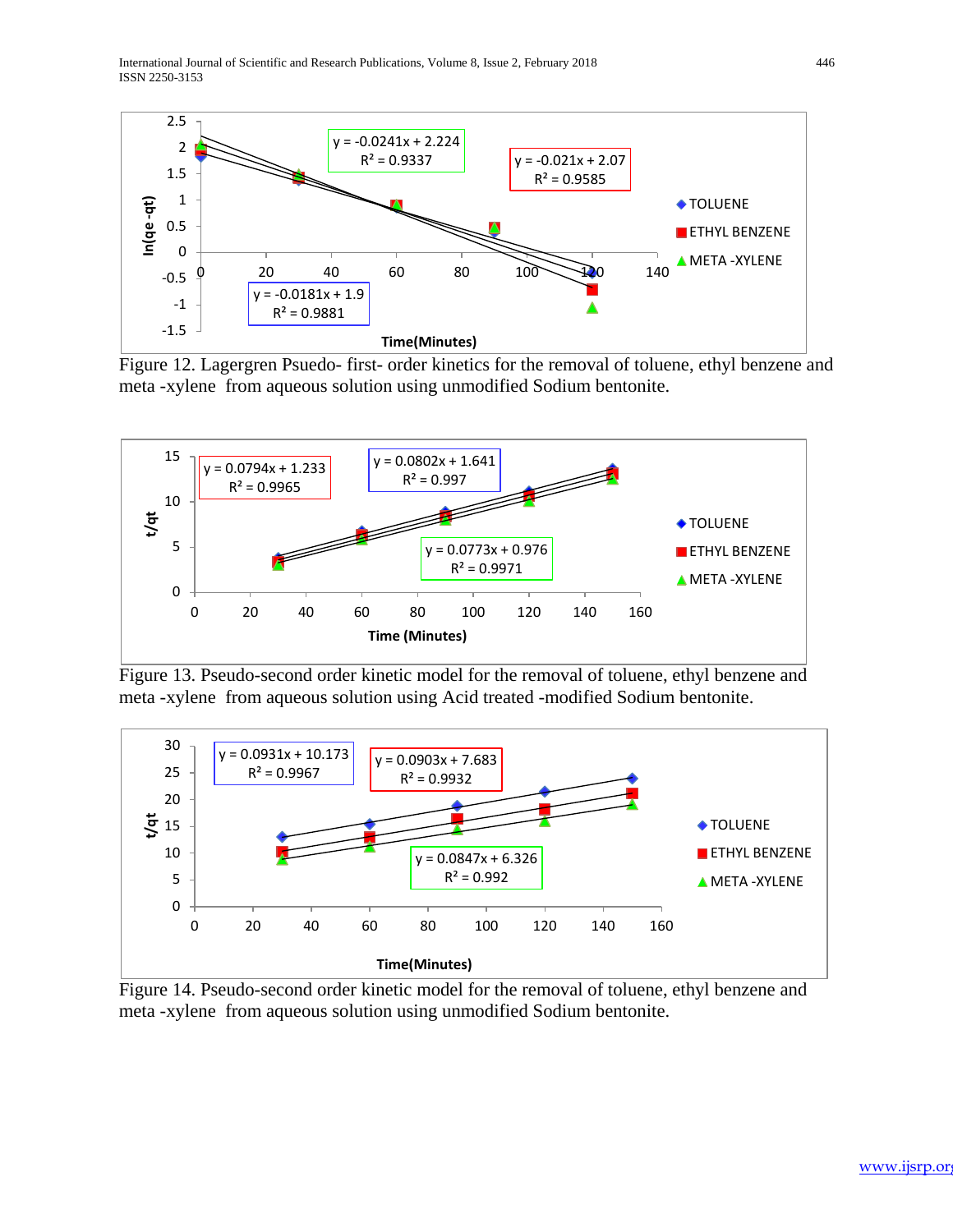Figure 12. Lagergren Psuedo- first- order kinetics for the removal of toluene, ethyl benzene and meta -xylene from aqueous solution using unmodified Sodium bentonite.

Figure 13. Pseudo-second order kinetic model for the removal of toluene, ethyl benzene and meta -xylene from aqueous solution using Acid treated -modified Sodium bentonite.

Figure 14. Pseudo-second order kinetic model for the removal of toluene, ethyl benzene and meta -xylene from aqueous solution using unmodified Sodium bentonite.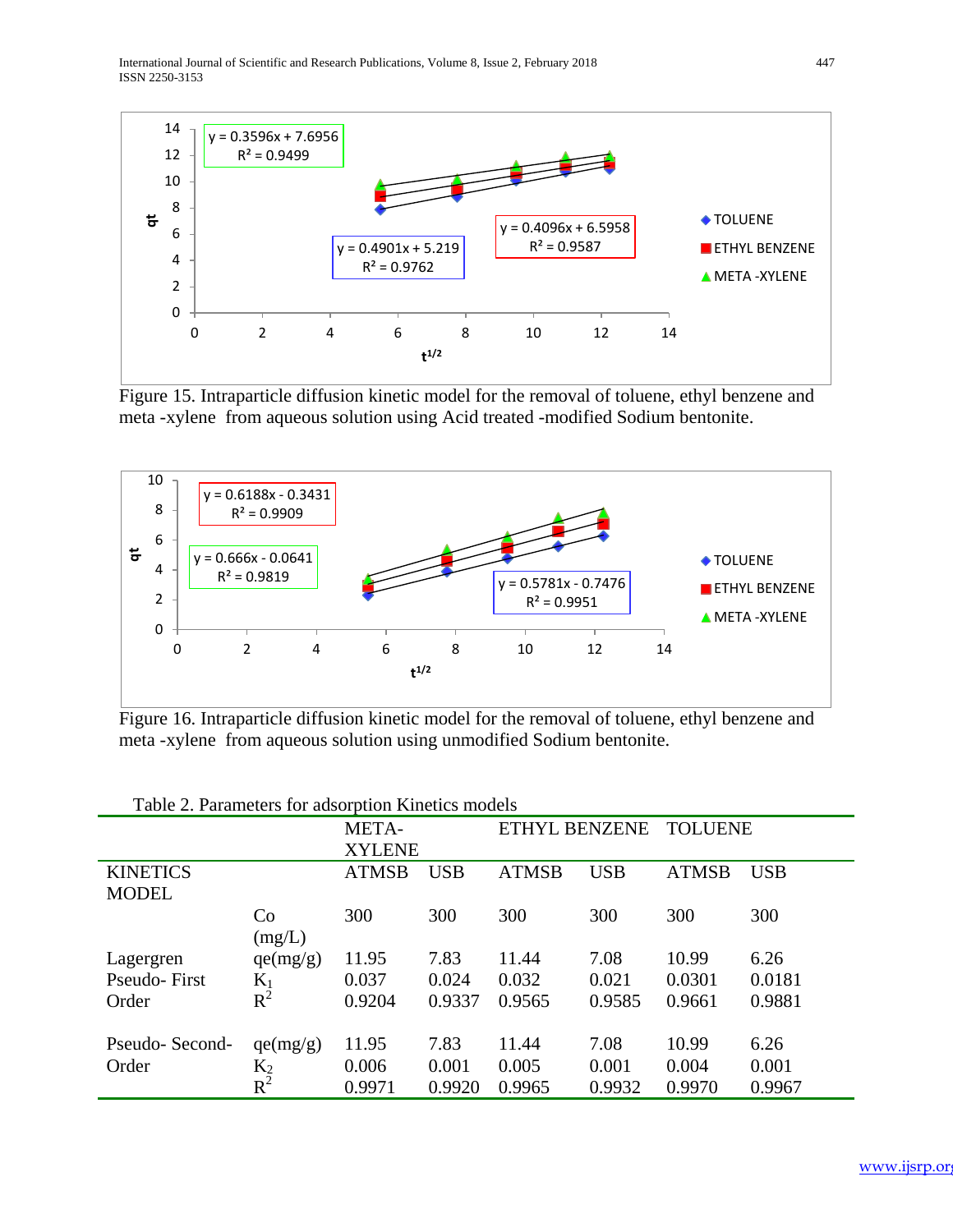Figure 15. Intraparticle diffusion kinetic model for the removal of toluene, ethyl benzene and meta -xylene from aqueous solution using Acid treated -modified Sodium bentonite.

Figure 16. Intraparticle diffusion kinetic model for the removal of toluene, ethyl benzene and meta -xylene from aqueous solution using unmodified Sodium bentonite.

Table 2. Parameters for adsorption Kinetics models

| | | META-XYLENE | | ETHYL BENZENE | | TOLUENE | |
|---|---|---|---|---|---|---|---|
| KINETICS MODEL | | ATMSB | USB | ATMSB | USB | ATMSB | USB |
| | Co (mg/L) | 300 | 300 | 300 | 300 | 300 | 300 |
| Lagergren Pseudo- First Order | qe(mg/g) | 11.95 | 7.83 | 11.44 | 7.08 | 10.99 | 6.26 |
| | $K_1$ | 0.037 | 0.024 | 0.032 | 0.021 | 0.0301 | 0.0181 |
| | $R^2$ | 0.9204 | 0.9337 | 0.9565 | 0.9585 | 0.9661 | 0.9881 |
| Pseudo- Second-Order | qe(mg/g) | 11.95 | 7.83 | 11.44 | 7.08 | 10.99 | 6.26 |
| | $K_2$ | 0.006 | 0.001 | 0.005 | 0.001 | 0.004 | 0.001 |
| | $R^2$ | 0.9971 | 0.9920 | 0.9965 | 0.9932 | 0.9970 | 0.9967 |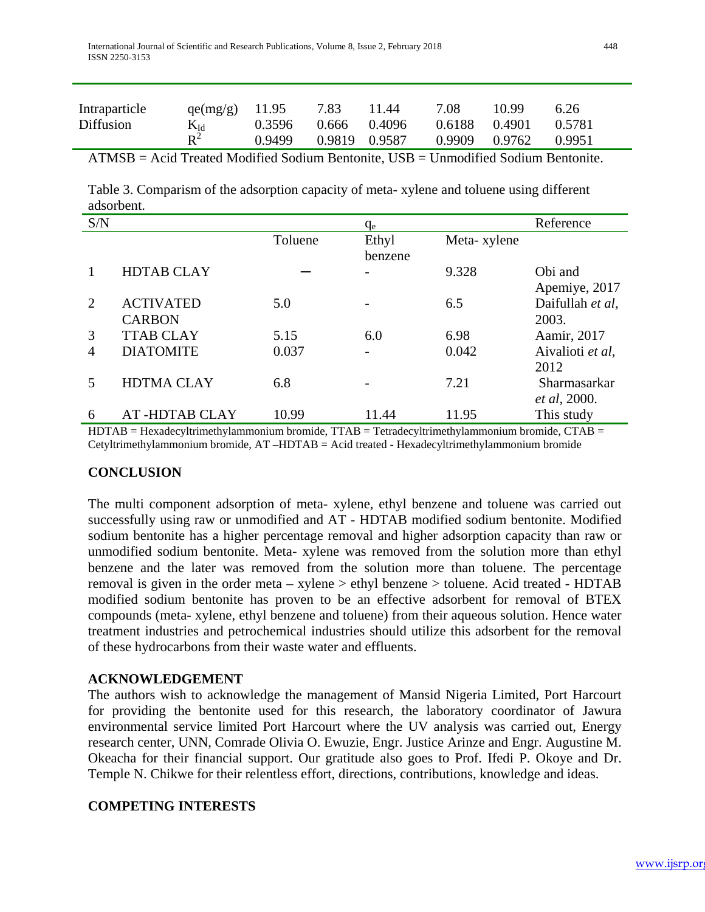| | | | | | | | |
|---|---|---|---|---|---|---|---|
| Intraparticle Diffusion | qe(mg/g) | 11.95 | 7.83 | 11.44 | 7.08 | 10.99 | 6.26 |
| | $K_{Id}$ | 0.3596 | 0.666 | 0.4096 | 0.6188 | 0.4901 | 0.5781 |
| | $R^2$ | 0.9499 | 0.9819 | 0.9587 | 0.9909 | 0.9762 | 0.9951 |

ATMSB = Acid Treated Modified Sodium Bentonite, USB = Unmodified Sodium Bentonite.

Table 3. Comparism of the adsorption capacity of meta- xylene and toluene using different adsorbent.

| S/N | | $q_e$ | | | Reference |
|---|---|---|---|---|---|
| | | Toluene | Ethyl benzene | Meta- xylene | |
| 1 | HDTAB CLAY | — | - | 9.328 | Obi and Apemiye, 2017 |
| 2 | ACTIVATED CARBON | 5.0 | - | 6.5 | Daifullah *et al*, 2003. |
| 3 | TTAB CLAY | 5.15 | 6.0 | 6.98 | Aamir, 2017 |
| 4 | DIATOMITE | 0.037 | - | 0.042 | Aivalioti *et al*, 2012 |
| 5 | HDTMA CLAY | 6.8 | - | 7.21 | Sharmasarkar *et al*, 2000. |
| 6 | AT -HDTAB CLAY | 10.99 | 11.44 | 11.95 | This study |

HDTAB = Hexadecyltrimethylammonium bromide, TTAB = Tetradecyltrimethylammonium bromide, CTAB = Cetyltrimethylammonium bromide, AT –HDTAB = Acid treated - Hexadecyltrimethylammonium bromide

## CONCLUSION

The multi component adsorption of meta- xylene, ethyl benzene and toluene was carried out successfully using raw or unmodified and AT - HDTAB modified sodium bentonite. Modified sodium bentonite has a higher percentage removal and higher adsorption capacity than raw or unmodified sodium bentonite. Meta- xylene was removed from the solution more than ethyl benzene and the later was removed from the solution more than toluene. The percentage removal is given in the order meta – xylene > ethyl benzene > toluene. Acid treated - HDTAB modified sodium bentonite has proven to be an effective adsorbent for removal of BTEX compounds (meta- xylene, ethyl benzene and toluene) from their aqueous solution. Hence water treatment industries and petrochemical industries should utilize this adsorbent for the removal of these hydrocarbons from their waste water and effluents.

## ACKNOWLEDGEMENT

The authors wish to acknowledge the management of Mansid Nigeria Limited, Port Harcourt for providing the bentonite used for this research, the laboratory coordinator of Jawura environmental service limited Port Harcourt where the UV analysis was carried out, Energy research center, UNN, Comrade Olivia O. Ewuzie, Engr. Justice Arinze and Engr. Augustine M. Okeacha for their financial support. Our gratitude also goes to Prof. Ifedi P. Okoye and Dr. Temple N. Chikwe for their relentless effort, directions, contributions, knowledge and ideas.

## COMPETING INTERESTS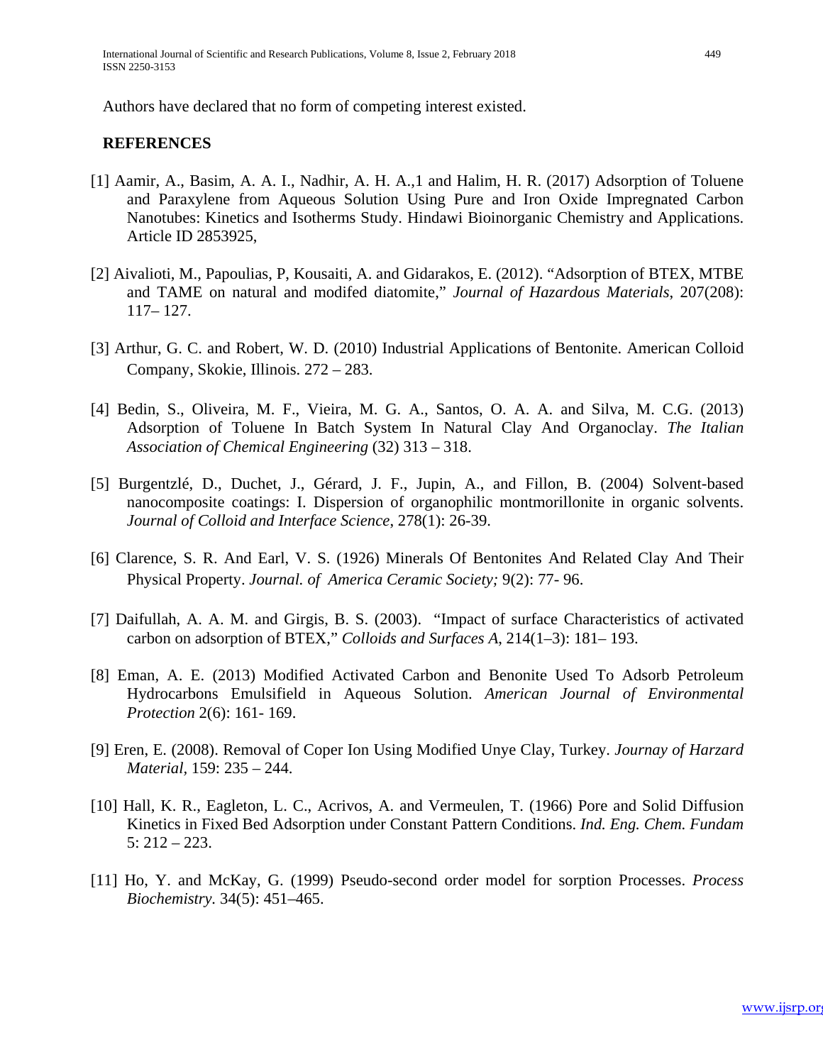Authors have declared that no form of competing interest existed.

## REFERENCES

[1] Aamir, A., Basim, A. A. I., Nadhir, A. H. A.,1 and Halim, H. R. (2017) Adsorption of Toluene and Paraxylene from Aqueous Solution Using Pure and Iron Oxide Impregnated Carbon Nanotubes: Kinetics and Isotherms Study. Hindawi Bioinorganic Chemistry and Applications. Article ID 2853925,

[2] Aivalioti, M., Papoulias, P, Kousaiti, A. and Gidarakos, E. (2012). "Adsorption of BTEX, MTBE and TAME on natural and modifed diatomite," *Journal of Hazardous Materials*, 207(208): 117– 127.

[3] Arthur, G. C. and Robert, W. D. (2010) Industrial Applications of Bentonite. American Colloid Company, Skokie, Illinois. 272 – 283.

[4] Bedin, S., Oliveira, M. F., Vieira, M. G. A., Santos, O. A. A. and Silva, M. C.G. (2013) Adsorption of Toluene In Batch System In Natural Clay And Organoclay. *The Italian Association of Chemical Engineering* (32) 313 – 318.

[5] Burgentzlé, D., Duchet, J., Gérard, J. F., Jupin, A., and Fillon, B. (2004) Solvent-based nanocomposite coatings: I. Dispersion of organophilic montmorillonite in organic solvents. *Journal of Colloid and Interface Science*, 278(1): 26-39.

[6] Clarence, S. R. And Earl, V. S. (1926) Minerals Of Bentonites And Related Clay And Their Physical Property. *Journal. of America Ceramic Society;* 9(2): 77- 96.

[7] Daifullah, A. A. M. and Girgis, B. S. (2003). "Impact of surface Characteristics of activated carbon on adsorption of BTEX," *Colloids and Surfaces A*, 214(1–3): 181– 193.

[8] Eman, A. E. (2013) Modified Activated Carbon and Benonite Used To Adsorb Petroleum Hydrocarbons Emulsifield in Aqueous Solution. *American Journal of Environmental Protection* 2(6): 161- 169.

[9] Eren, E. (2008). Removal of Coper Ion Using Modified Unye Clay, Turkey. *Journay of Harzard Material*, 159: 235 – 244.

[10] Hall, K. R., Eagleton, L. C., Acrivos, A. and Vermeulen, T. (1966) Pore and Solid Diffusion Kinetics in Fixed Bed Adsorption under Constant Pattern Conditions. *Ind. Eng. Chem. Fundam* 5: 212 – 223.

[11] Ho, Y. and McKay, G. (1999) Pseudo-second order model for sorption Processes. *Process Biochemistry.* 34(5): 451–465.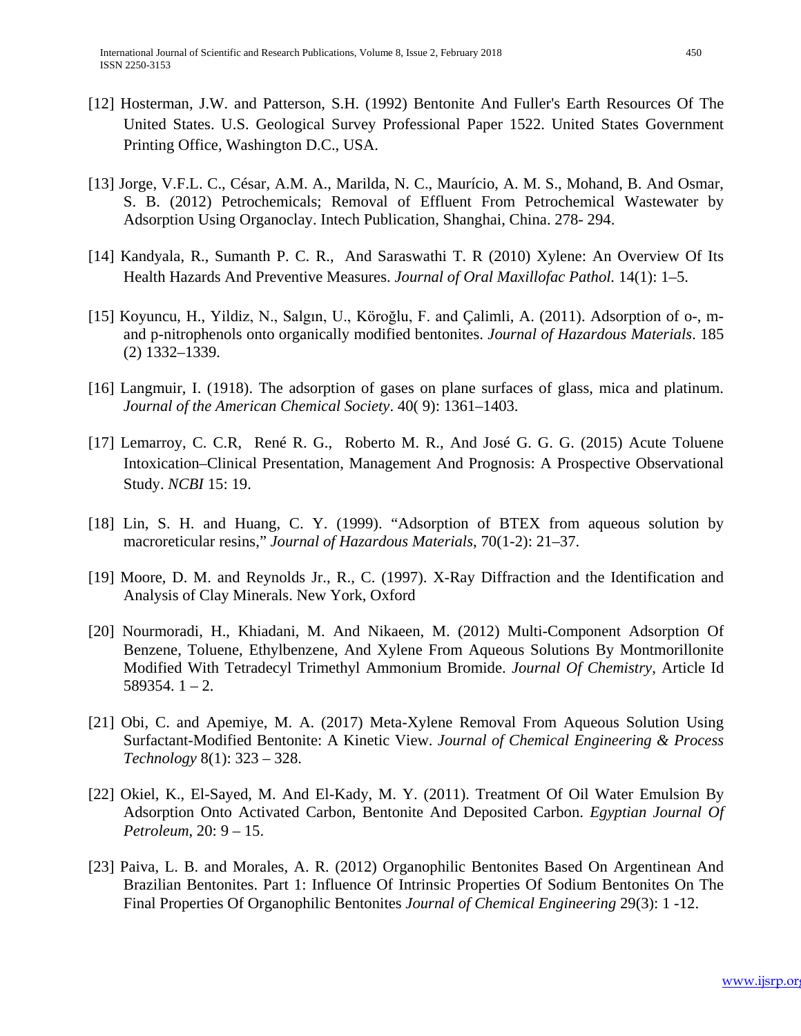[12] Hosterman, J.W. and Patterson, S.H. (1992) Bentonite And Fuller's Earth Resources Of The United States. U.S. Geological Survey Professional Paper 1522. United States Government Printing Office, Washington D.C., USA.

[13] Jorge, V.F.L. C., César, A.M. A., Marilda, N. C., Maurício, A. M. S., Mohand, B. And Osmar, S. B. (2012) Petrochemicals; Removal of Effluent From Petrochemical Wastewater by Adsorption Using Organoclay. Intech Publication, Shanghai, China. 278- 294.

[14] Kandyala, R., Sumanth P. C. R., And Saraswathi T. R (2010) Xylene: An Overview Of Its Health Hazards And Preventive Measures. *Journal of Oral Maxillofac Pathol.* 14(1): 1–5.

[15] Koyuncu, H., Yildiz, N., Salgın, U., Köroğlu, F. and Çalimli, A. (2011). Adsorption of o-, m- and p-nitrophenols onto organically modified bentonites. *Journal of Hazardous Materials*. 185 (2) 1332–1339.

[16] Langmuir, I. (1918). The adsorption of gases on plane surfaces of glass, mica and platinum. *Journal of the American Chemical Society*. 40( 9): 1361–1403.

[17] Lemarroy, C. C.R, René R. G., Roberto M. R., And José G. G. G. (2015) Acute Toluene Intoxication–Clinical Presentation, Management And Prognosis: A Prospective Observational Study. *NCBI* 15: 19.

[18] Lin, S. H. and Huang, C. Y. (1999). "Adsorption of BTEX from aqueous solution by macroreticular resins," *Journal of Hazardous Materials*, 70(1-2): 21–37.

[19] Moore, D. M. and Reynolds Jr., R., C. (1997). X-Ray Diffraction and the Identification and Analysis of Clay Minerals. New York, Oxford

[20] Nourmoradi, H., Khiadani, M. And Nikaeen, M. (2012) Multi-Component Adsorption Of Benzene, Toluene, Ethylbenzene, And Xylene From Aqueous Solutions By Montmorillonite Modified With Tetradecyl Trimethyl Ammonium Bromide. *Journal Of Chemistry*, Article Id 589354. 1 – 2.

[21] Obi, C. and Apemiye, M. A. (2017) Meta-Xylene Removal From Aqueous Solution Using Surfactant-Modified Bentonite: A Kinetic View. *Journal of Chemical Engineering & Process Technology* 8(1): 323 – 328.

[22] Okiel, K., El-Sayed, M. And El-Kady, M. Y. (2011). Treatment Of Oil Water Emulsion By Adsorption Onto Activated Carbon, Bentonite And Deposited Carbon. *Egyptian Journal Of Petroleum*, 20: 9 – 15.

[23] Paiva, L. B. and Morales, A. R. (2012) Organophilic Bentonites Based On Argentinean And Brazilian Bentonites. Part 1: Influence Of Intrinsic Properties Of Sodium Bentonites On The Final Properties Of Organophilic Bentonites *Journal of Chemical Engineering* 29(3): 1 -12.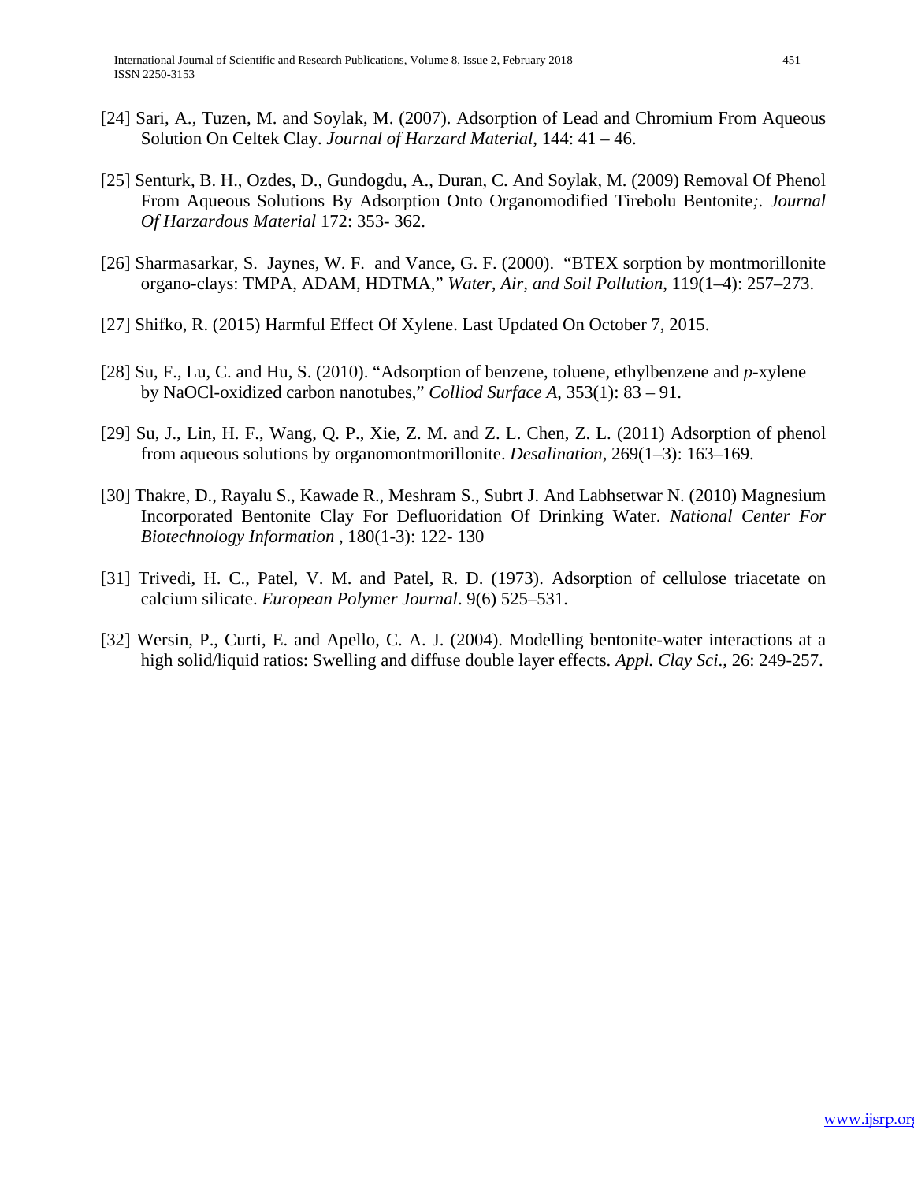[24] Sari, A., Tuzen, M. and Soylak, M. (2007). Adsorption of Lead and Chromium From Aqueous Solution On Celtek Clay. *Journal of Harzard Material*, 144: 41 – 46.

[25] Senturk, B. H., Ozdes, D., Gundogdu, A., Duran, C. And Soylak, M. (2009) Removal Of Phenol From Aqueous Solutions By Adsorption Onto Organomodified Tirebolu Bentonite;. *Journal Of Harzardous Material* 172: 353- 362.

[26] Sharmasarkar, S. Jaynes, W. F. and Vance, G. F. (2000). "BTEX sorption by montmorillonite organo-clays: TMPA, ADAM, HDTMA," *Water, Air, and Soil Pollution*, 119(1–4): 257–273.

[27] Shifko, R. (2015) Harmful Effect Of Xylene. Last Updated On October 7, 2015.

[28] Su, F., Lu, C. and Hu, S. (2010). "Adsorption of benzene, toluene, ethylbenzene and *p*-xylene by NaOCl-oxidized carbon nanotubes," *Colliod Surface A*, 353(1): 83 – 91.

[29] Su, J., Lin, H. F., Wang, Q. P., Xie, Z. M. and Z. L. Chen, Z. L. (2011) Adsorption of phenol from aqueous solutions by organomontmorillonite. *Desalination*, 269(1–3): 163–169.

[30] Thakre, D., Rayalu S., Kawade R., Meshram S., Subrt J. And Labhsetwar N. (2010) Magnesium Incorporated Bentonite Clay For Defluoridation Of Drinking Water. *National Center For Biotechnology Information* , 180(1-3): 122- 130

[31] Trivedi, H. C., Patel, V. M. and Patel, R. D. (1973). Adsorption of cellulose triacetate on calcium silicate. *European Polymer Journal*. 9(6) 525–531.

[32] Wersin, P., Curti, E. and Apello, C. A. J. (2004). Modelling bentonite-water interactions at a high solid/liquid ratios: Swelling and diffuse double layer effects. *Appl. Clay Sci*., 26: 249-257.